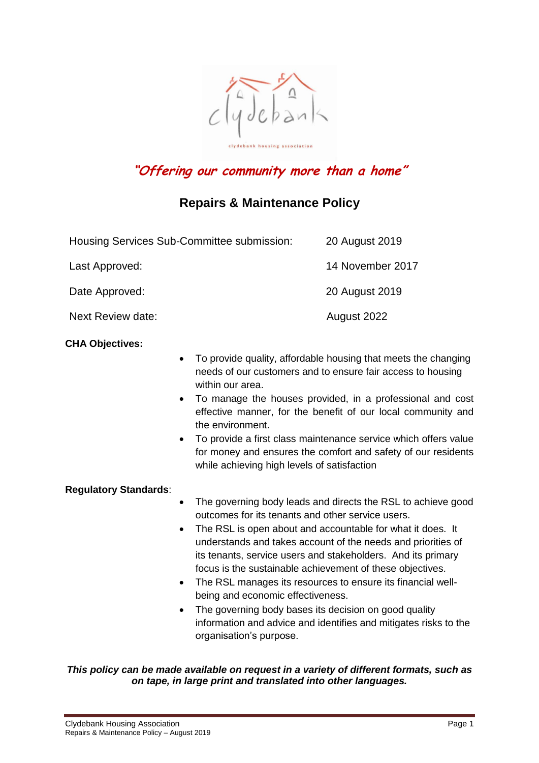*"Offering our community more than a home"*

# Repairs & Maintenance Policy

| | |
|---|---|
| Housing Services Sub-Committee submission: | 20 August 2019 |
| Last Approved: | 14 November 2017 |
| Date Approved: | 20 August 2019 |
| Next Review date: | August 2022 |

**CHA Objectives:**

- To provide quality, affordable housing that meets the changing needs of our customers and to ensure fair access to housing within our area.
- To manage the houses provided, in a professional and cost effective manner, for the benefit of our local community and the environment.
- To provide a first class maintenance service which offers value for money and ensures the comfort and safety of our residents while achieving high levels of satisfaction

**Regulatory Standards**:

- The governing body leads and directs the RSL to achieve good outcomes for its tenants and other service users.
- The RSL is open about and accountable for what it does. It understands and takes account of the needs and priorities of its tenants, service users and stakeholders. And its primary focus is the sustainable achievement of these objectives.
- The RSL manages its resources to ensure its financial well-being and economic effectiveness.
- The governing body bases its decision on good quality information and advice and identifies and mitigates risks to the organisation's purpose.

***This policy can be made available on request in a variety of different formats, such as on tape, in large print and translated into other languages.***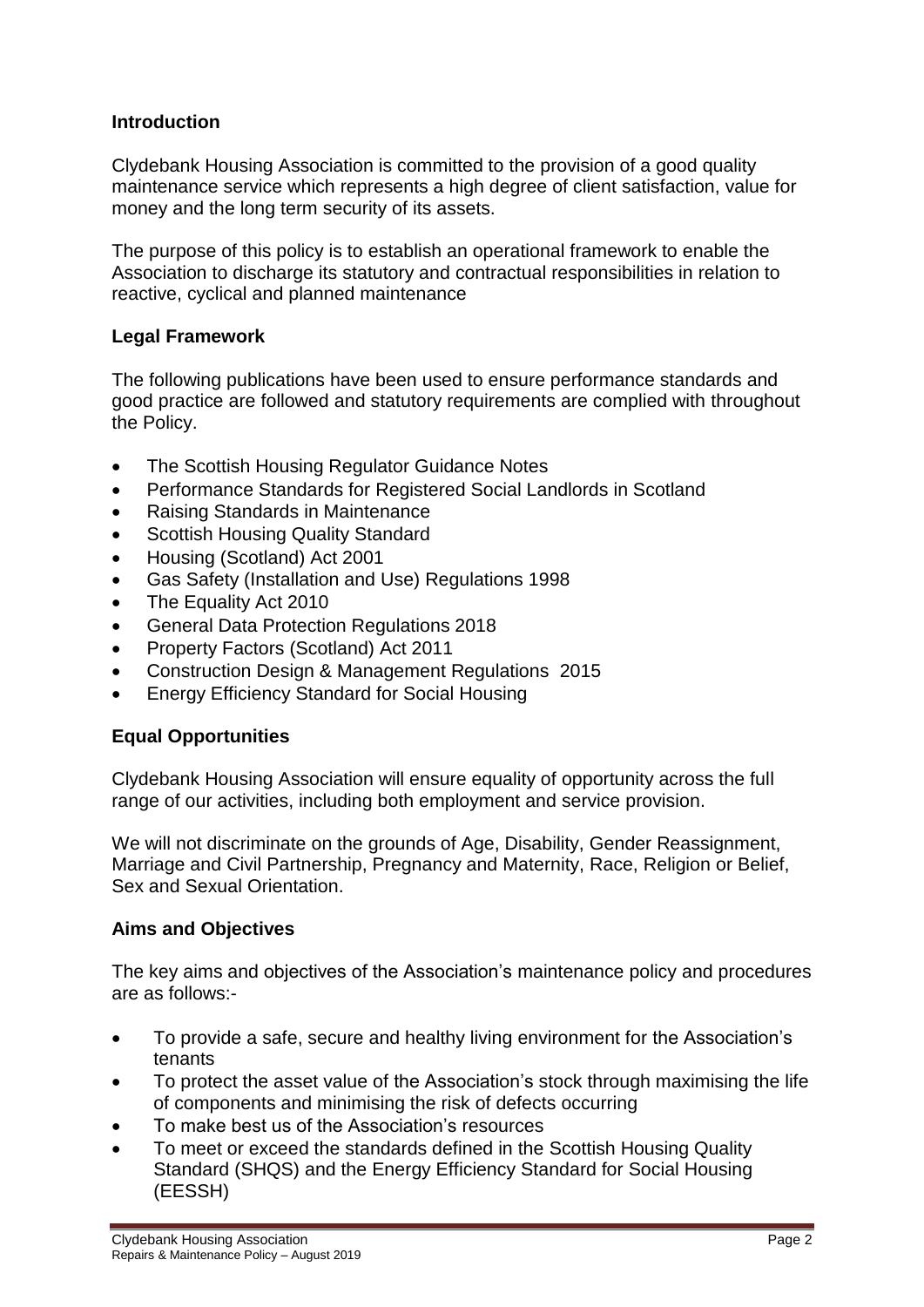## Introduction

Clydebank Housing Association is committed to the provision of a good quality maintenance service which represents a high degree of client satisfaction, value for money and the long term security of its assets.

The purpose of this policy is to establish an operational framework to enable the Association to discharge its statutory and contractual responsibilities in relation to reactive, cyclical and planned maintenance

## Legal Framework

The following publications have been used to ensure performance standards and good practice are followed and statutory requirements are complied with throughout the Policy.

- The Scottish Housing Regulator Guidance Notes
- Performance Standards for Registered Social Landlords in Scotland
- Raising Standards in Maintenance
- Scottish Housing Quality Standard
- Housing (Scotland) Act 2001
- Gas Safety (Installation and Use) Regulations 1998
- The Equality Act 2010
- General Data Protection Regulations 2018
- Property Factors (Scotland) Act 2011
- Construction Design & Management Regulations 2015
- Energy Efficiency Standard for Social Housing

## Equal Opportunities

Clydebank Housing Association will ensure equality of opportunity across the full range of our activities, including both employment and service provision.

We will not discriminate on the grounds of Age, Disability, Gender Reassignment, Marriage and Civil Partnership, Pregnancy and Maternity, Race, Religion or Belief, Sex and Sexual Orientation.

## Aims and Objectives

The key aims and objectives of the Association's maintenance policy and procedures are as follows:-

- To provide a safe, secure and healthy living environment for the Association's tenants
- To protect the asset value of the Association's stock through maximising the life of components and minimising the risk of defects occurring
- To make best us of the Association's resources
- To meet or exceed the standards defined in the Scottish Housing Quality Standard (SHQS) and the Energy Efficiency Standard for Social Housing (EESSH)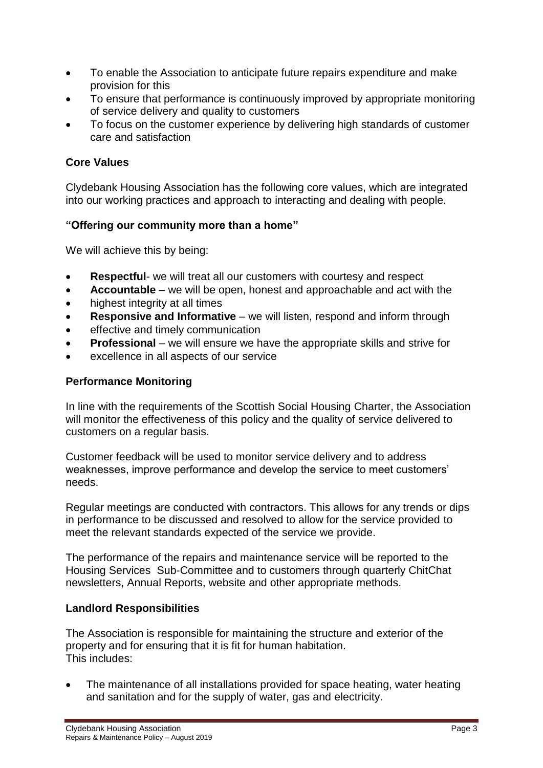- To enable the Association to anticipate future repairs expenditure and make provision for this
- To ensure that performance is continuously improved by appropriate monitoring of service delivery and quality to customers
- To focus on the customer experience by delivering high standards of customer care and satisfaction

**Core Values**

Clydebank Housing Association has the following core values, which are integrated into our working practices and approach to interacting and dealing with people.

**"Offering our community more than a home"**

We will achieve this by being:

- **Respectful**- we will treat all our customers with courtesy and respect
- **Accountable** – we will be open, honest and approachable and act with the
- highest integrity at all times
- **Responsive and Informative** – we will listen, respond and inform through
- effective and timely communication
- **Professional** – we will ensure we have the appropriate skills and strive for
- excellence in all aspects of our service

**Performance Monitoring**

In line with the requirements of the Scottish Social Housing Charter, the Association will monitor the effectiveness of this policy and the quality of service delivered to customers on a regular basis.

Customer feedback will be used to monitor service delivery and to address weaknesses, improve performance and develop the service to meet customers' needs.

Regular meetings are conducted with contractors. This allows for any trends or dips in performance to be discussed and resolved to allow for the service provided to meet the relevant standards expected of the service we provide.

The performance of the repairs and maintenance service will be reported to the Housing Services Sub-Committee and to customers through quarterly ChitChat newsletters, Annual Reports, website and other appropriate methods.

**Landlord Responsibilities**

The Association is responsible for maintaining the structure and exterior of the property and for ensuring that it is fit for human habitation.
This includes:

- The maintenance of all installations provided for space heating, water heating and sanitation and for the supply of water, gas and electricity.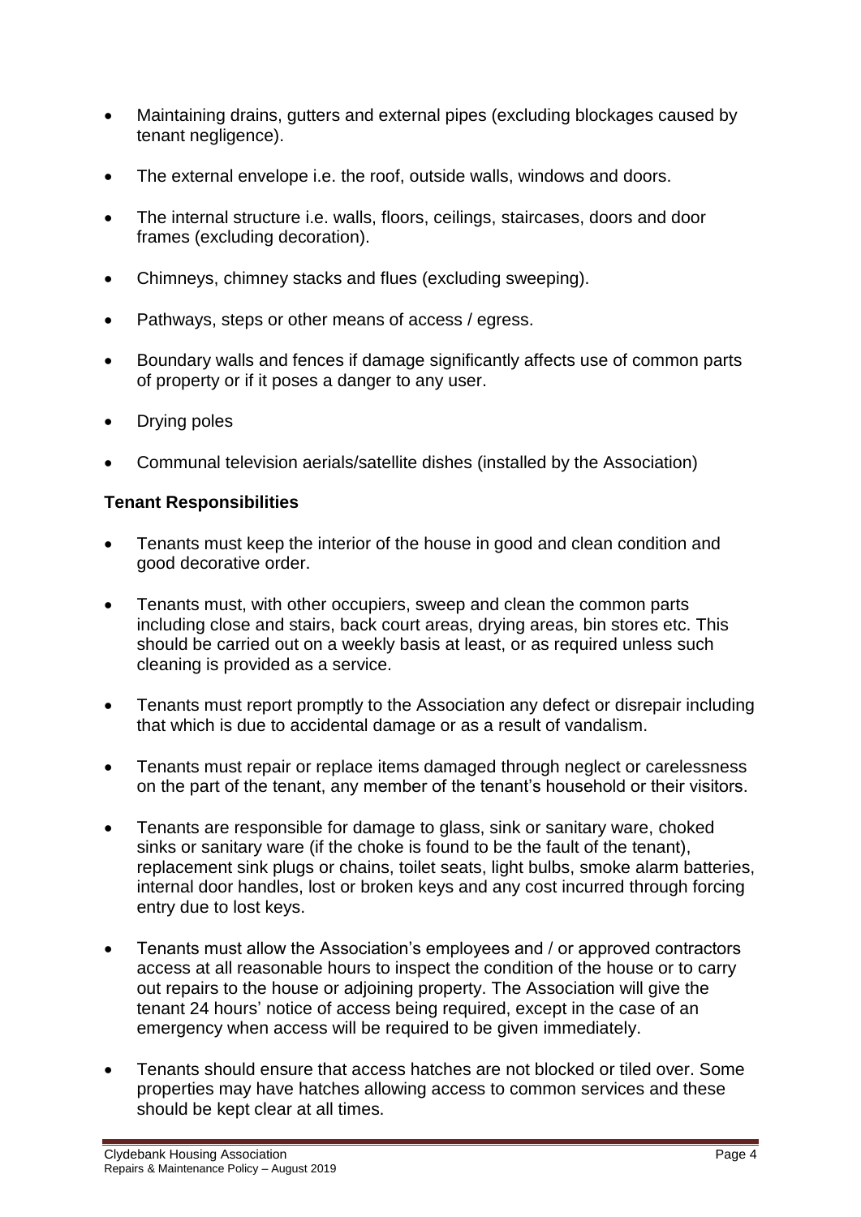- Maintaining drains, gutters and external pipes (excluding blockages caused by tenant negligence).
- The external envelope i.e. the roof, outside walls, windows and doors.
- The internal structure i.e. walls, floors, ceilings, staircases, doors and door frames (excluding decoration).
- Chimneys, chimney stacks and flues (excluding sweeping).
- Pathways, steps or other means of access / egress.
- Boundary walls and fences if damage significantly affects use of common parts of property or if it poses a danger to any user.
- Drying poles
- Communal television aerials/satellite dishes (installed by the Association)

**Tenant Responsibilities**

- Tenants must keep the interior of the house in good and clean condition and good decorative order.
- Tenants must, with other occupiers, sweep and clean the common parts including close and stairs, back court areas, drying areas, bin stores etc. This should be carried out on a weekly basis at least, or as required unless such cleaning is provided as a service.
- Tenants must report promptly to the Association any defect or disrepair including that which is due to accidental damage or as a result of vandalism.
- Tenants must repair or replace items damaged through neglect or carelessness on the part of the tenant, any member of the tenant's household or their visitors.
- Tenants are responsible for damage to glass, sink or sanitary ware, choked sinks or sanitary ware (if the choke is found to be the fault of the tenant), replacement sink plugs or chains, toilet seats, light bulbs, smoke alarm batteries, internal door handles, lost or broken keys and any cost incurred through forcing entry due to lost keys.
- Tenants must allow the Association's employees and / or approved contractors access at all reasonable hours to inspect the condition of the house or to carry out repairs to the house or adjoining property. The Association will give the tenant 24 hours' notice of access being required, except in the case of an emergency when access will be required to be given immediately.
- Tenants should ensure that access hatches are not blocked or tiled over. Some properties may have hatches allowing access to common services and these should be kept clear at all times.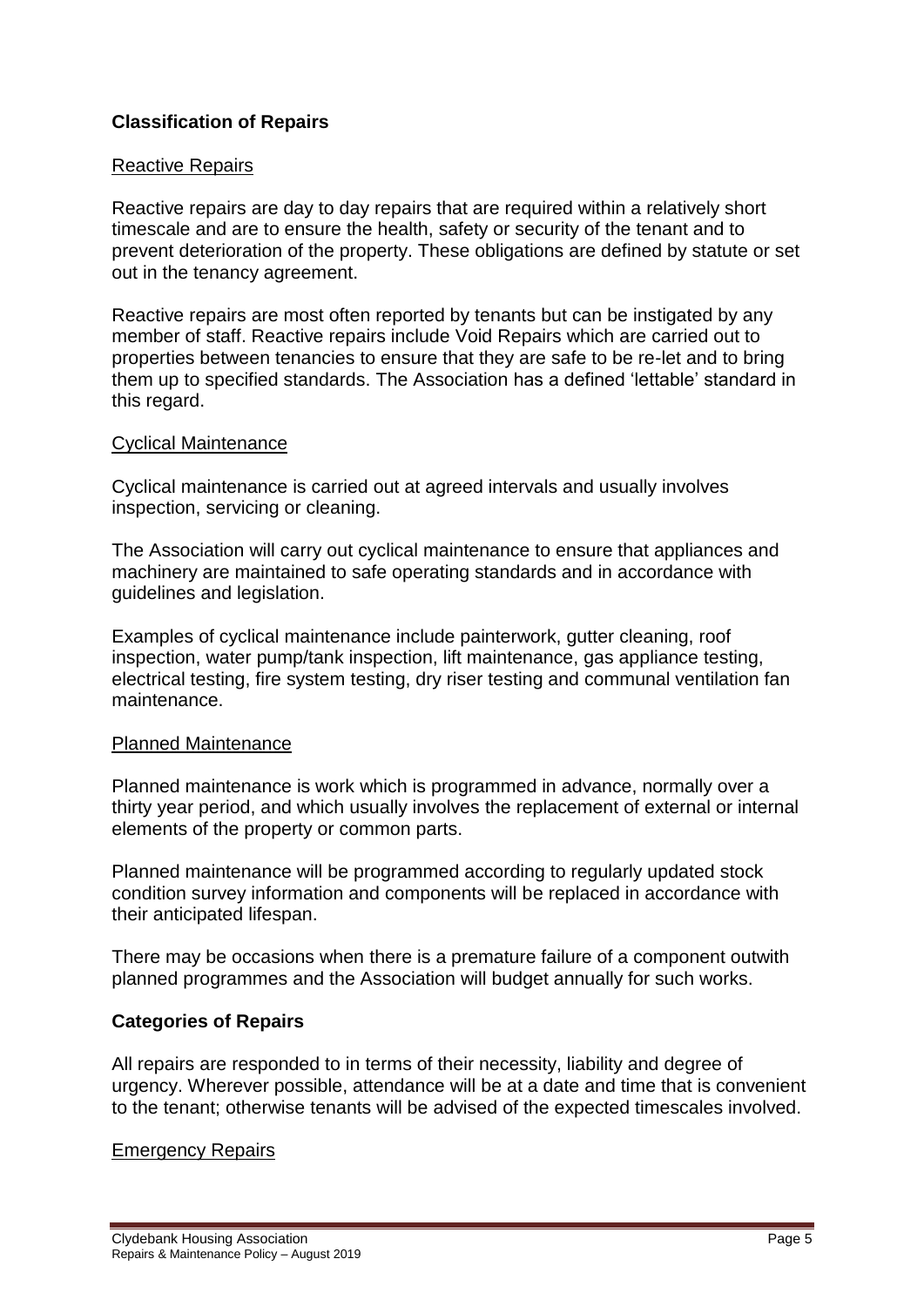## Classification of Repairs

### Reactive Repairs

Reactive repairs are day to day repairs that are required within a relatively short timescale and are to ensure the health, safety or security of the tenant and to prevent deterioration of the property. These obligations are defined by statute or set out in the tenancy agreement.

Reactive repairs are most often reported by tenants but can be instigated by any member of staff. Reactive repairs include Void Repairs which are carried out to properties between tenancies to ensure that they are safe to be re-let and to bring them up to specified standards. The Association has a defined 'lettable' standard in this regard.

### Cyclical Maintenance

Cyclical maintenance is carried out at agreed intervals and usually involves inspection, servicing or cleaning.

The Association will carry out cyclical maintenance to ensure that appliances and machinery are maintained to safe operating standards and in accordance with guidelines and legislation.

Examples of cyclical maintenance include painterwork, gutter cleaning, roof inspection, water pump/tank inspection, lift maintenance, gas appliance testing, electrical testing, fire system testing, dry riser testing and communal ventilation fan maintenance.

### Planned Maintenance

Planned maintenance is work which is programmed in advance, normally over a thirty year period, and which usually involves the replacement of external or internal elements of the property or common parts.

Planned maintenance will be programmed according to regularly updated stock condition survey information and components will be replaced in accordance with their anticipated lifespan.

There may be occasions when there is a premature failure of a component outwith planned programmes and the Association will budget annually for such works.

## Categories of Repairs

All repairs are responded to in terms of their necessity, liability and degree of urgency. Wherever possible, attendance will be at a date and time that is convenient to the tenant; otherwise tenants will be advised of the expected timescales involved.

### Emergency Repairs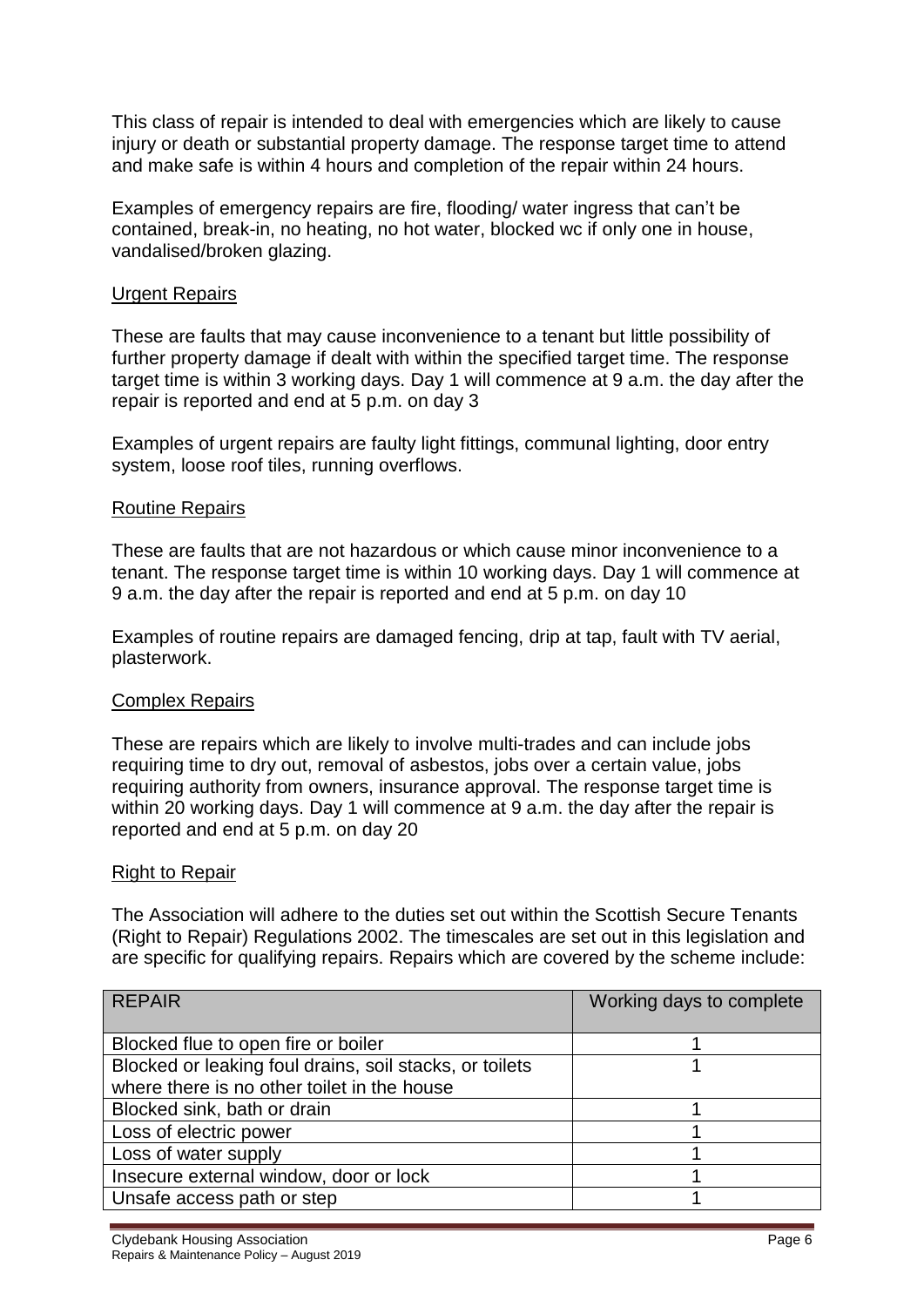This class of repair is intended to deal with emergencies which are likely to cause injury or death or substantial property damage. The response target time to attend and make safe is within 4 hours and completion of the repair within 24 hours.

Examples of emergency repairs are fire, flooding/ water ingress that can't be contained, break-in, no heating, no hot water, blocked wc if only one in house, vandalised/broken glazing.

## Urgent Repairs

These are faults that may cause inconvenience to a tenant but little possibility of further property damage if dealt with within the specified target time. The response target time is within 3 working days. Day 1 will commence at 9 a.m. the day after the repair is reported and end at 5 p.m. on day 3

Examples of urgent repairs are faulty light fittings, communal lighting, door entry system, loose roof tiles, running overflows.

## Routine Repairs

These are faults that are not hazardous or which cause minor inconvenience to a tenant. The response target time is within 10 working days. Day 1 will commence at 9 a.m. the day after the repair is reported and end at 5 p.m. on day 10

Examples of routine repairs are damaged fencing, drip at tap, fault with TV aerial, plasterwork.

## Complex Repairs

These are repairs which are likely to involve multi-trades and can include jobs requiring time to dry out, removal of asbestos, jobs over a certain value, jobs requiring authority from owners, insurance approval. The response target time is within 20 working days. Day 1 will commence at 9 a.m. the day after the repair is reported and end at 5 p.m. on day 20

## Right to Repair

The Association will adhere to the duties set out within the Scottish Secure Tenants (Right to Repair) Regulations 2002. The timescales are set out in this legislation and are specific for qualifying repairs. Repairs which are covered by the scheme include:

| REPAIR | Working days to complete |
|---|---|
| Blocked flue to open fire or boiler | 1 |
| Blocked or leaking foul drains, soil stacks, or toilets where there is no other toilet in the house | 1 |
| Blocked sink, bath or drain | 1 |
| Loss of electric power | 1 |
| Loss of water supply | 1 |
| Insecure external window, door or lock | 1 |
| Unsafe access path or step | 1 |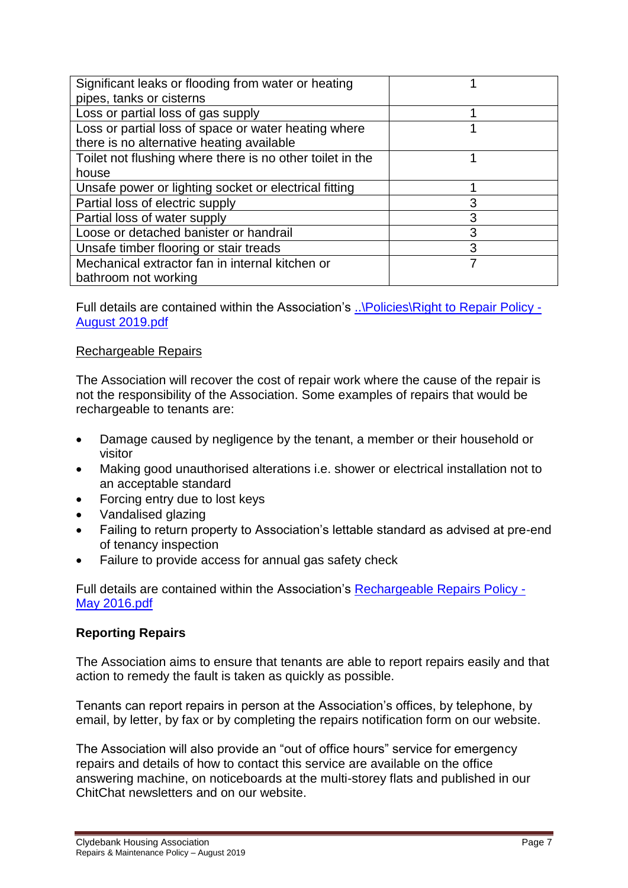| | |
|---|---|
| Significant leaks or flooding from water or heating pipes, tanks or cisterns | 1 |
| Loss or partial loss of gas supply | 1 |
| Loss or partial loss of space or water heating where there is no alternative heating available | 1 |
| Toilet not flushing where there is no other toilet in the house | 1 |
| Unsafe power or lighting socket or electrical fitting | 1 |
| Partial loss of electric supply | 3 |
| Partial loss of water supply | 3 |
| Loose or detached banister or handrail | 3 |
| Unsafe timber flooring or stair treads | 3 |
| Mechanical extractor fan in internal kitchen or bathroom not working | 7 |

Full details are contained within the Association's [..\Policies\Right to Repair Policy - August 2019.pdf]

Rechargeable Repairs

The Association will recover the cost of repair work where the cause of the repair is not the responsibility of the Association. Some examples of repairs that would be rechargeable to tenants are:

- Damage caused by negligence by the tenant, a member or their household or visitor
- Making good unauthorised alterations i.e. shower or electrical installation not to an acceptable standard
- Forcing entry due to lost keys
- Vandalised glazing
- Failing to return property to Association's lettable standard as advised at pre-end of tenancy inspection
- Failure to provide access for annual gas safety check

Full details are contained within the Association's [Rechargeable Repairs Policy - May 2016.pdf]

**Reporting Repairs**

The Association aims to ensure that tenants are able to report repairs easily and that action to remedy the fault is taken as quickly as possible.

Tenants can report repairs in person at the Association's offices, by telephone, by email, by letter, by fax or by completing the repairs notification form on our website.

The Association will also provide an "out of office hours" service for emergency repairs and details of how to contact this service are available on the office answering machine, on noticeboards at the multi-storey flats and published in our ChitChat newsletters and on our website.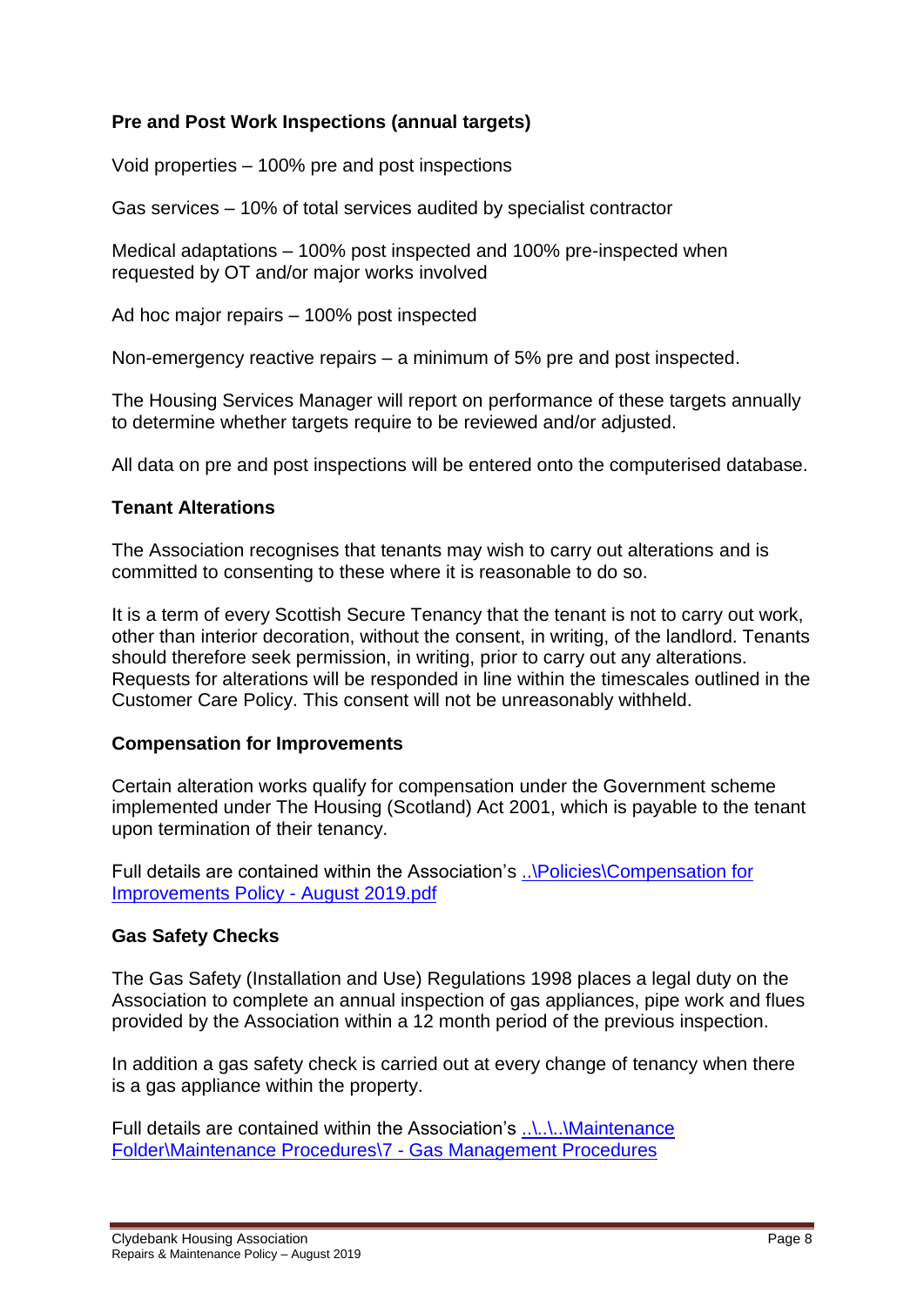**Pre and Post Work Inspections (annual targets)**

Void properties – 100% pre and post inspections

Gas services – 10% of total services audited by specialist contractor

Medical adaptations – 100% post inspected and 100% pre-inspected when requested by OT and/or major works involved

Ad hoc major repairs – 100% post inspected

Non-emergency reactive repairs – a minimum of 5% pre and post inspected.

The Housing Services Manager will report on performance of these targets annually to determine whether targets require to be reviewed and/or adjusted.

All data on pre and post inspections will be entered onto the computerised database.

**Tenant Alterations**

The Association recognises that tenants may wish to carry out alterations and is committed to consenting to these where it is reasonable to do so.

It is a term of every Scottish Secure Tenancy that the tenant is not to carry out work, other than interior decoration, without the consent, in writing, of the landlord. Tenants should therefore seek permission, in writing, prior to carry out any alterations. Requests for alterations will be responded in line within the timescales outlined in the Customer Care Policy. This consent will not be unreasonably withheld.

**Compensation for Improvements**

Certain alteration works qualify for compensation under the Government scheme implemented under The Housing (Scotland) Act 2001, which is payable to the tenant upon termination of their tenancy.

Full details are contained within the Association's ..\Policies\Compensation for Improvements Policy - August 2019.pdf

**Gas Safety Checks**

The Gas Safety (Installation and Use) Regulations 1998 places a legal duty on the Association to complete an annual inspection of gas appliances, pipe work and flues provided by the Association within a 12 month period of the previous inspection.

In addition a gas safety check is carried out at every change of tenancy when there is a gas appliance within the property.

Full details are contained within the Association's ..\..\..\Maintenance Folder\Maintenance Procedures\7 - Gas Management Procedures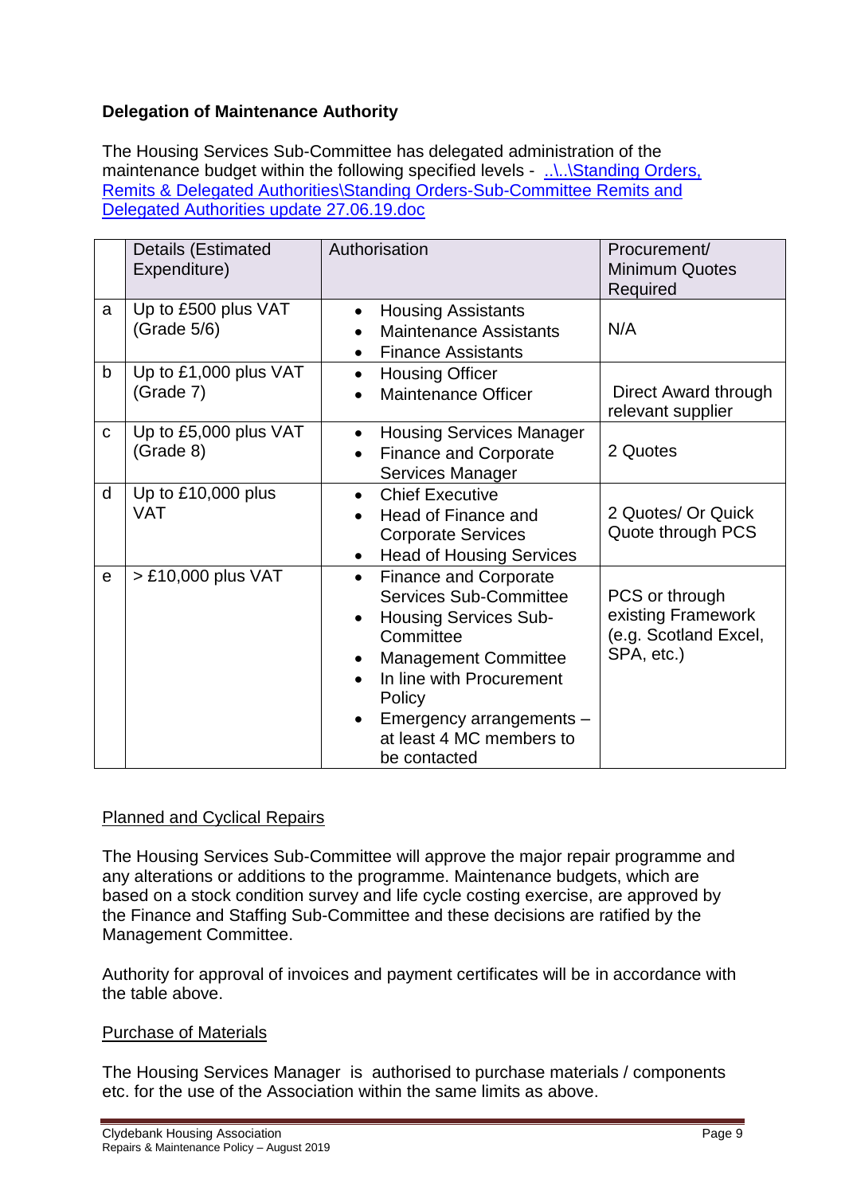**Delegation of Maintenance Authority**

The Housing Services Sub-Committee has delegated administration of the maintenance budget within the following specified levels - [..\..\Standing Orders, Remits & Delegated Authorities\Standing Orders-Sub-Committee Remits and Delegated Authorities update 27.06.19.doc](..\..\Standing Orders, Remits & Delegated Authorities\Standing Orders-Sub-Committee Remits and Delegated Authorities update 27.06.19.doc)

| | Details (Estimated Expenditure) | Authorisation | Procurement/ Minimum Quotes Required |
|---|---|---|---|
| a | Up to £500 plus VAT (Grade 5/6) | • Housing Assistants<br>• Maintenance Assistants<br>• Finance Assistants | N/A |
| b | Up to £1,000 plus VAT (Grade 7) | • Housing Officer<br>• Maintenance Officer | Direct Award through relevant supplier |
| c | Up to £5,000 plus VAT (Grade 8) | • Housing Services Manager<br>• Finance and Corporate Services Manager | 2 Quotes |
| d | Up to £10,000 plus VAT | • Chief Executive<br>• Head of Finance and Corporate Services<br>• Head of Housing Services | 2 Quotes/ Or Quick Quote through PCS |
| e | > £10,000 plus VAT | • Finance and Corporate Services Sub-Committee<br>• Housing Services Sub-Committee<br>• Management Committee<br>• In line with Procurement Policy<br>• Emergency arrangements – at least 4 MC members to be contacted | PCS or through existing Framework (e.g. Scotland Excel, SPA, etc.) |

<u>Planned and Cyclical Repairs</u>

The Housing Services Sub-Committee will approve the major repair programme and any alterations or additions to the programme. Maintenance budgets, which are based on a stock condition survey and life cycle costing exercise, are approved by the Finance and Staffing Sub-Committee and these decisions are ratified by the Management Committee.

Authority for approval of invoices and payment certificates will be in accordance with the table above.

<u>Purchase of Materials</u>

The Housing Services Manager is authorised to purchase materials / components etc. for the use of the Association within the same limits as above.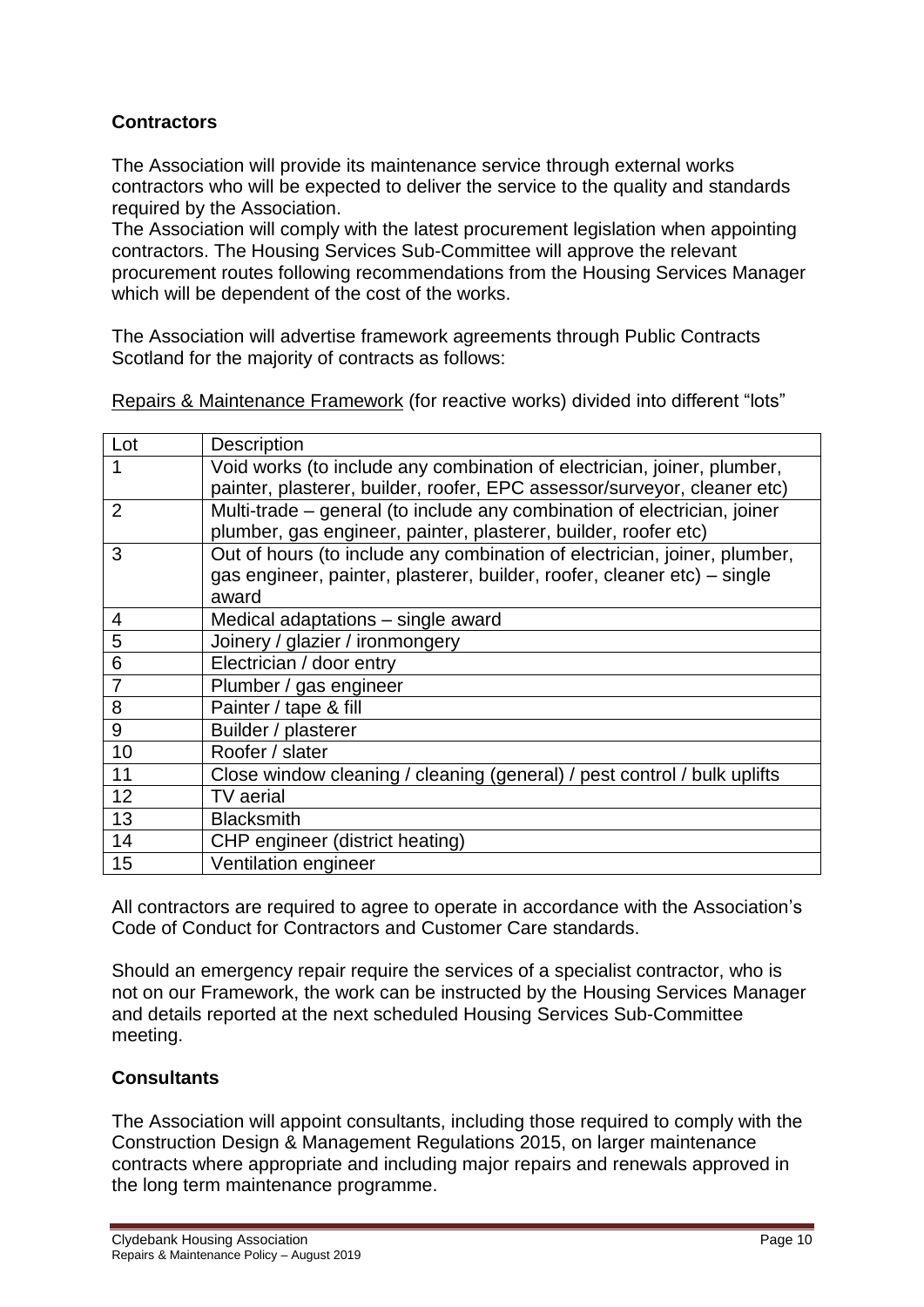### Contractors

The Association will provide its maintenance service through external works contractors who will be expected to deliver the service to the quality and standards required by the Association.

The Association will comply with the latest procurement legislation when appointing contractors. The Housing Services Sub-Committee will approve the relevant procurement routes following recommendations from the Housing Services Manager which will be dependent of the cost of the works.

The Association will advertise framework agreements through Public Contracts Scotland for the majority of contracts as follows:

Repairs & Maintenance Framework (for reactive works) divided into different "lots"

| Lot | Description |
| --- | --- |
| 1 | Void works (to include any combination of electrician, joiner, plumber, painter, plasterer, builder, roofer, EPC assessor/surveyor, cleaner etc) |
| 2 | Multi-trade – general (to include any combination of electrician, joiner plumber, gas engineer, painter, plasterer, builder, roofer etc) |
| 3 | Out of hours (to include any combination of electrician, joiner, plumber, gas engineer, painter, plasterer, builder, roofer, cleaner etc) – single award |
| 4 | Medical adaptations – single award |
| 5 | Joinery / glazier / ironmongery |
| 6 | Electrician / door entry |
| 7 | Plumber / gas engineer |
| 8 | Painter / tape & fill |
| 9 | Builder / plasterer |
| 10 | Roofer / slater |
| 11 | Close window cleaning / cleaning (general) / pest control / bulk uplifts |
| 12 | TV aerial |
| 13 | Blacksmith |
| 14 | CHP engineer (district heating) |
| 15 | Ventilation engineer |

All contractors are required to agree to operate in accordance with the Association's Code of Conduct for Contractors and Customer Care standards.

Should an emergency repair require the services of a specialist contractor, who is not on our Framework, the work can be instructed by the Housing Services Manager and details reported at the next scheduled Housing Services Sub-Committee meeting.

### Consultants

The Association will appoint consultants, including those required to comply with the Construction Design & Management Regulations 2015, on larger maintenance contracts where appropriate and including major repairs and renewals approved in the long term maintenance programme.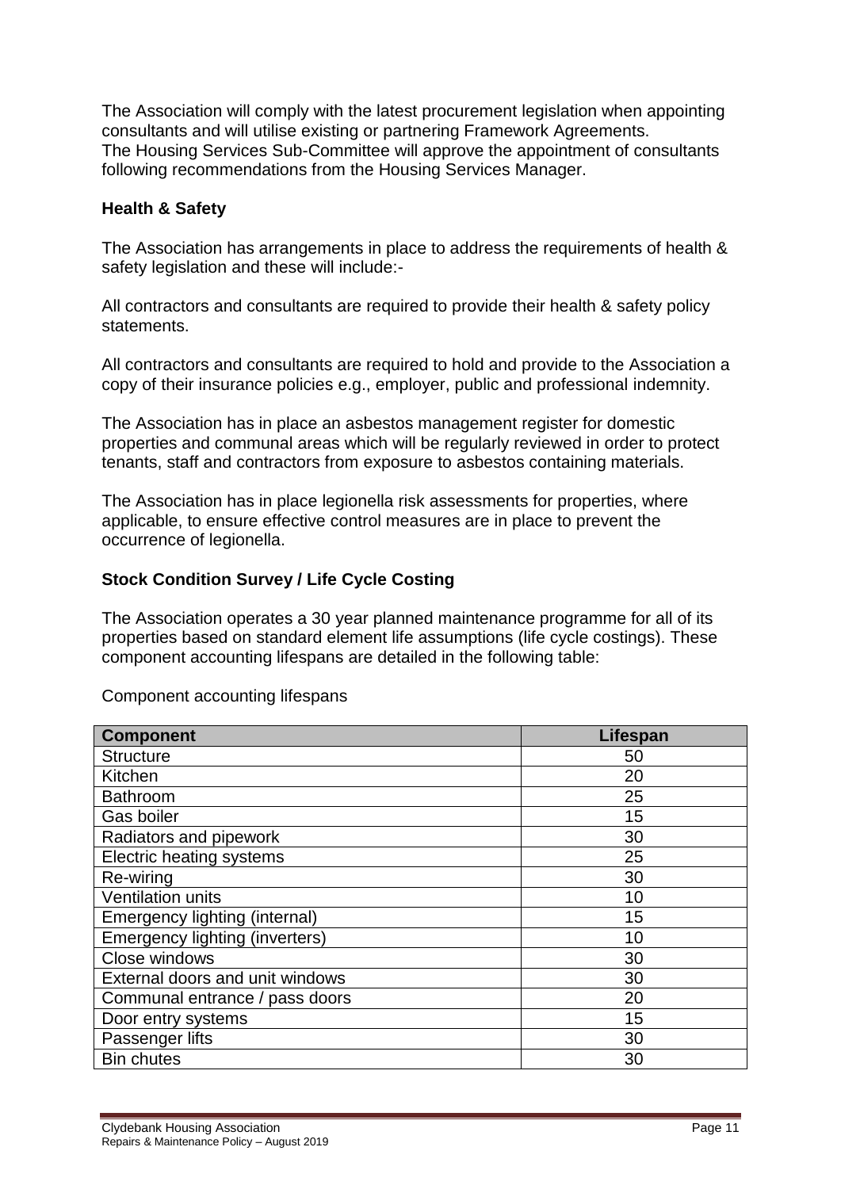The Association will comply with the latest procurement legislation when appointing consultants and will utilise existing or partnering Framework Agreements.
The Housing Services Sub-Committee will approve the appointment of consultants following recommendations from the Housing Services Manager.

**Health & Safety**

The Association has arrangements in place to address the requirements of health & safety legislation and these will include:-

All contractors and consultants are required to provide their health & safety policy statements.

All contractors and consultants are required to hold and provide to the Association a copy of their insurance policies e.g., employer, public and professional indemnity.

The Association has in place an asbestos management register for domestic properties and communal areas which will be regularly reviewed in order to protect tenants, staff and contractors from exposure to asbestos containing materials.

The Association has in place legionella risk assessments for properties, where applicable, to ensure effective control measures are in place to prevent the occurrence of legionella.

**Stock Condition Survey / Life Cycle Costing**

The Association operates a 30 year planned maintenance programme for all of its properties based on standard element life assumptions (life cycle costings). These component accounting lifespans are detailed in the following table:

Component accounting lifespans

| Component | Lifespan |
|---|---|
| Structure | 50 |
| Kitchen | 20 |
| Bathroom | 25 |
| Gas boiler | 15 |
| Radiators and pipework | 30 |
| Electric heating systems | 25 |
| Re-wiring | 30 |
| Ventilation units | 10 |
| Emergency lighting (internal) | 15 |
| Emergency lighting (inverters) | 10 |
| Close windows | 30 |
| External doors and unit windows | 30 |
| Communal entrance / pass doors | 20 |
| Door entry systems | 15 |
| Passenger lifts | 30 |
| Bin chutes | 30 |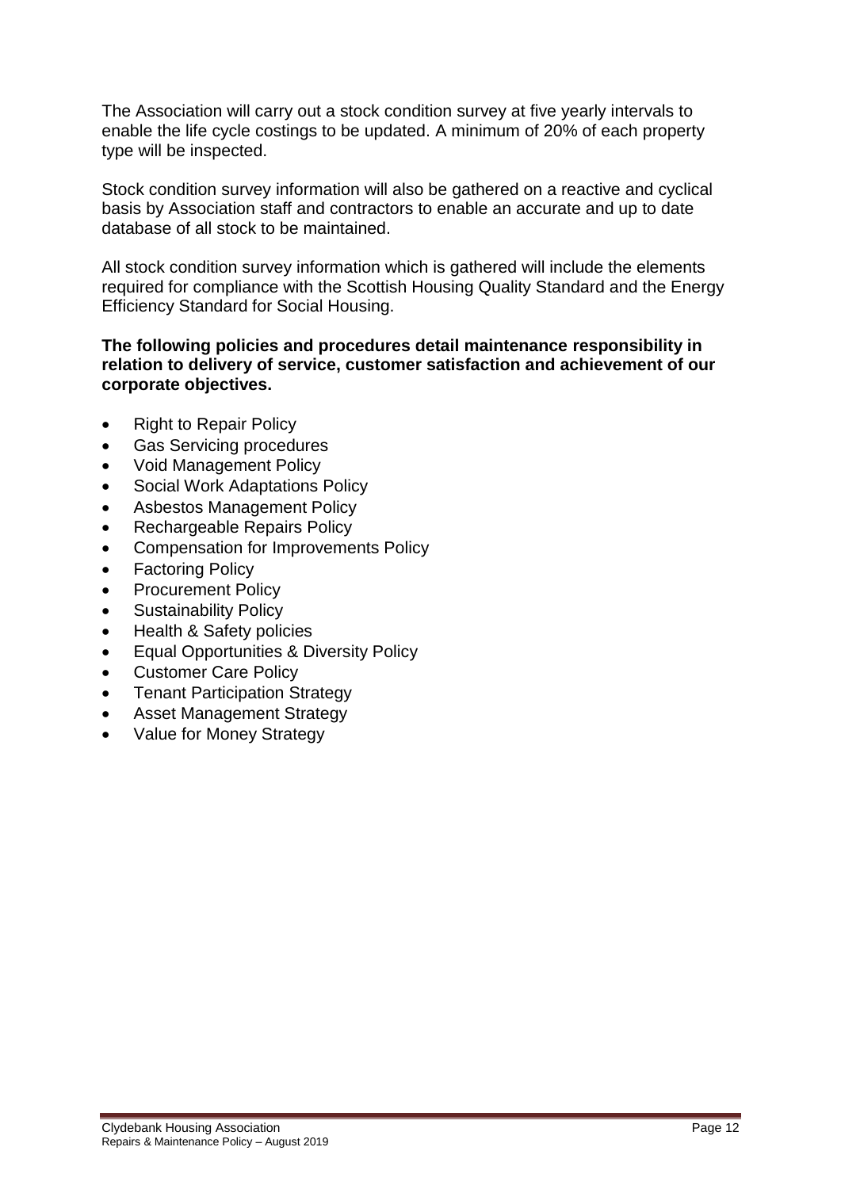The Association will carry out a stock condition survey at five yearly intervals to enable the life cycle costings to be updated. A minimum of 20% of each property type will be inspected.

Stock condition survey information will also be gathered on a reactive and cyclical basis by Association staff and contractors to enable an accurate and up to date database of all stock to be maintained.

All stock condition survey information which is gathered will include the elements required for compliance with the Scottish Housing Quality Standard and the Energy Efficiency Standard for Social Housing.

**The following policies and procedures detail maintenance responsibility in relation to delivery of service, customer satisfaction and achievement of our corporate objectives.**

- Right to Repair Policy
- Gas Servicing procedures
- Void Management Policy
- Social Work Adaptations Policy
- Asbestos Management Policy
- Rechargeable Repairs Policy
- Compensation for Improvements Policy
- Factoring Policy
- Procurement Policy
- Sustainability Policy
- Health & Safety policies
- Equal Opportunities & Diversity Policy
- Customer Care Policy
- Tenant Participation Strategy
- Asset Management Strategy
- Value for Money Strategy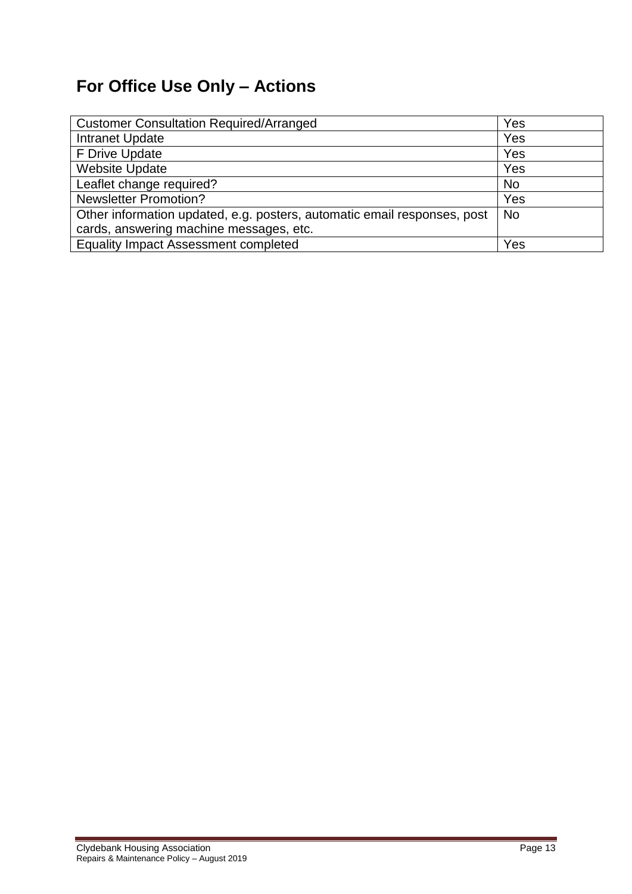## For Office Use Only – Actions

| | |
|---|---|
| Customer Consultation Required/Arranged | Yes |
| Intranet Update | Yes |
| F Drive Update | Yes |
| Website Update | Yes |
| Leaflet change required? | No |
| Newsletter Promotion? | Yes |
| Other information updated, e.g. posters, automatic email responses, post cards, answering machine messages, etc. | No |
| Equality Impact Assessment completed | Yes |